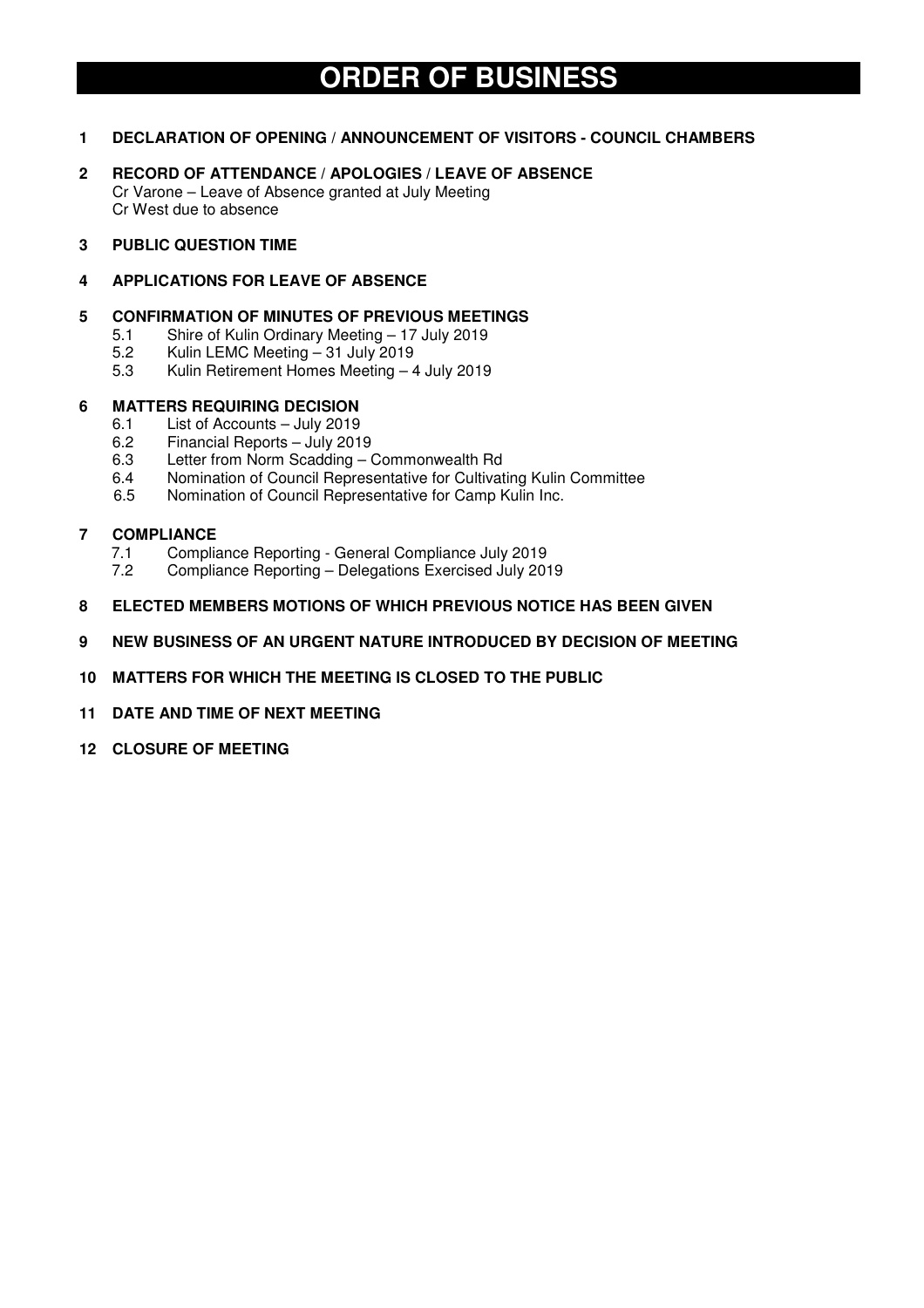# ORDER OF BUSINESS

**1 DECLARATION OF OPENING / ANNOUNCEMENT OF VISITORS - COUNCIL CHAMBERS**

**2 RECORD OF ATTENDANCE / APOLOGIES / LEAVE OF ABSENCE**
Cr Varone – Leave of Absence granted at July Meeting
Cr West due to absence

**3 PUBLIC QUESTION TIME**

**4 APPLICATIONS FOR LEAVE OF ABSENCE**

**5 CONFIRMATION OF MINUTES OF PREVIOUS MEETINGS**
- 5.1 Shire of Kulin Ordinary Meeting – 17 July 2019
- 5.2 Kulin LEMC Meeting – 31 July 2019
- 5.3 Kulin Retirement Homes Meeting – 4 July 2019

**6 MATTERS REQUIRING DECISION**
- 6.1 List of Accounts – July 2019
- 6.2 Financial Reports – July 2019
- 6.3 Letter from Norm Scadding – Commonwealth Rd
- 6.4 Nomination of Council Representative for Cultivating Kulin Committee
- 6.5 Nomination of Council Representative for Camp Kulin Inc.

**7 COMPLIANCE**
- 7.1 Compliance Reporting - General Compliance July 2019
- 7.2 Compliance Reporting – Delegations Exercised July 2019

**8 ELECTED MEMBERS MOTIONS OF WHICH PREVIOUS NOTICE HAS BEEN GIVEN**

**9 NEW BUSINESS OF AN URGENT NATURE INTRODUCED BY DECISION OF MEETING**

**10 MATTERS FOR WHICH THE MEETING IS CLOSED TO THE PUBLIC**

**11 DATE AND TIME OF NEXT MEETING**

**12 CLOSURE OF MEETING**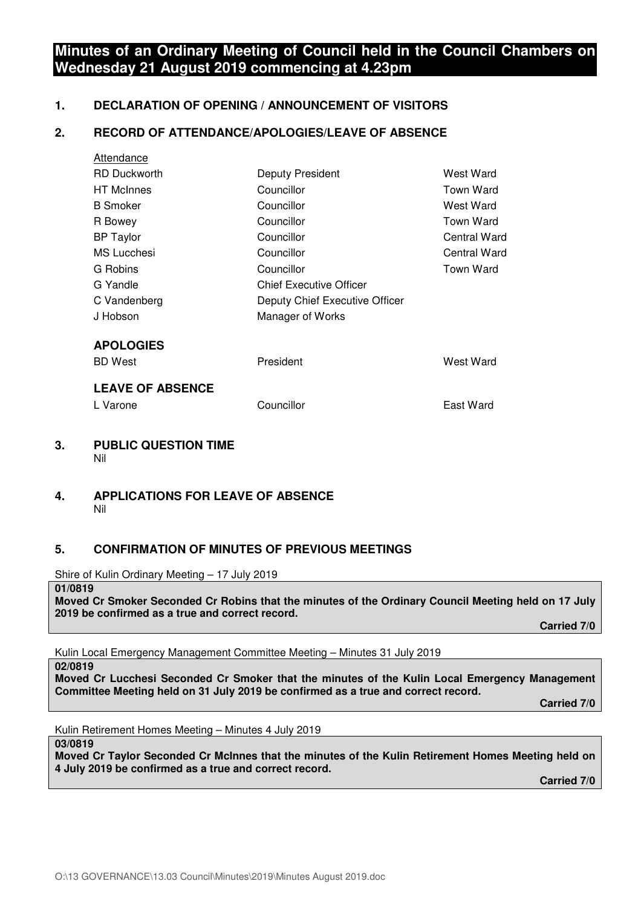# Minutes of an Ordinary Meeting of Council held in the Council Chambers on Wednesday 21 August 2019 commencing at 4.23pm

## 1. DECLARATION OF OPENING / ANNOUNCEMENT OF VISITORS

## 2. RECORD OF ATTENDANCE/APOLOGIES/LEAVE OF ABSENCE

Attendance

| | | |
|---|---|---|
| RD Duckworth | Deputy President | West Ward |
| HT McInnes | Councillor | Town Ward |
| B Smoker | Councillor | West Ward |
| R Bowey | Councillor | Town Ward |
| BP Taylor | Councillor | Central Ward |
| MS Lucchesi | Councillor | Central Ward |
| G Robins | Councillor | Town Ward |
| G Yandle | Chief Executive Officer | |
| C Vandenberg | Deputy Chief Executive Officer | |
| J Hobson | Manager of Works | |

**APOLOGIES**

| | | |
|---|---|---|
| BD West | President | West Ward |

**LEAVE OF ABSENCE**

| | | |
|---|---|---|
| L Varone | Councillor | East Ward |

## 3. PUBLIC QUESTION TIME

Nil

## 4. APPLICATIONS FOR LEAVE OF ABSENCE

Nil

## 5. CONFIRMATION OF MINUTES OF PREVIOUS MEETINGS

Shire of Kulin Ordinary Meeting – 17 July 2019

**01/0819**
**Moved Cr Smoker Seconded Cr Robins that the minutes of the Ordinary Council Meeting held on 17 July 2019 be confirmed as a true and correct record.**

**Carried 7/0**

Kulin Local Emergency Management Committee Meeting – Minutes 31 July 2019

**02/0819**
**Moved Cr Lucchesi Seconded Cr Smoker that the minutes of the Kulin Local Emergency Management Committee Meeting held on 31 July 2019 be confirmed as a true and correct record.**

**Carried 7/0**

Kulin Retirement Homes Meeting – Minutes 4 July 2019

**03/0819**
**Moved Cr Taylor Seconded Cr McInnes that the minutes of the Kulin Retirement Homes Meeting held on 4 July 2019 be confirmed as a true and correct record.**

**Carried 7/0**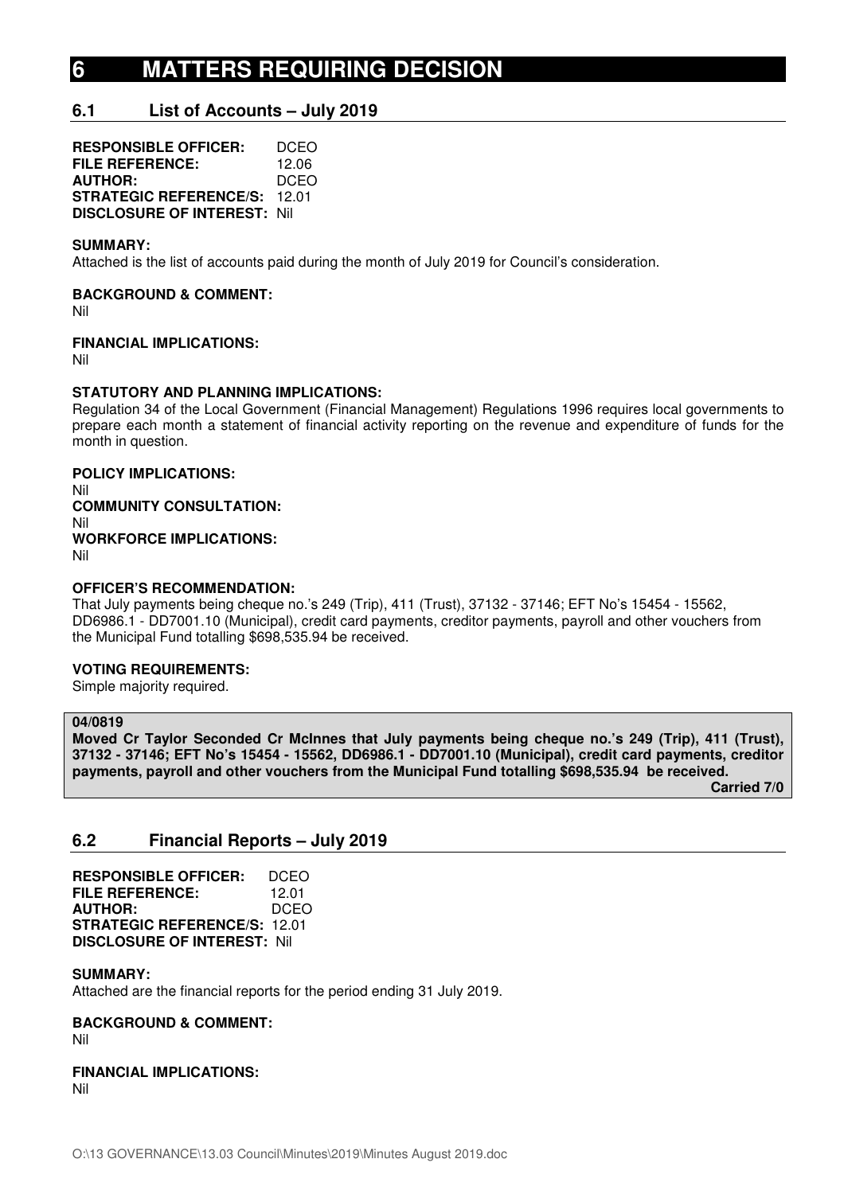# 6 MATTERS REQUIRING DECISION

## 6.1 List of Accounts – July 2019

**RESPONSIBLE OFFICER:** DCEO
**FILE REFERENCE:** 12.06
**AUTHOR:** DCEO
**STRATEGIC REFERENCE/S:** 12.01
**DISCLOSURE OF INTEREST:** Nil

**SUMMARY:**
Attached is the list of accounts paid during the month of July 2019 for Council's consideration.

**BACKGROUND & COMMENT:**
Nil

**FINANCIAL IMPLICATIONS:**
Nil

**STATUTORY AND PLANNING IMPLICATIONS:**
Regulation 34 of the Local Government (Financial Management) Regulations 1996 requires local governments to prepare each month a statement of financial activity reporting on the revenue and expenditure of funds for the month in question.

**POLICY IMPLICATIONS:**
Nil
**COMMUNITY CONSULTATION:**
Nil
**WORKFORCE IMPLICATIONS:**
Nil

**OFFICER'S RECOMMENDATION:**
That July payments being cheque no.'s 249 (Trip), 411 (Trust), 37132 - 37146; EFT No's 15454 - 15562, DD6986.1 - DD7001.10 (Municipal), credit card payments, creditor payments, payroll and other vouchers from the Municipal Fund totalling $698,535.94 be received.

**VOTING REQUIREMENTS:**
Simple majority required.

**04/0819**
**Moved Cr Taylor Seconded Cr McInnes that July payments being cheque no.'s 249 (Trip), 411 (Trust), 37132 - 37146; EFT No's 15454 - 15562, DD6986.1 - DD7001.10 (Municipal), credit card payments, creditor payments, payroll and other vouchers from the Municipal Fund totalling $698,535.94 be received.**
**Carried 7/0**

## 6.2 Financial Reports – July 2019

**RESPONSIBLE OFFICER:** DCEO
**FILE REFERENCE:** 12.01
**AUTHOR:** DCEO
**STRATEGIC REFERENCE/S:** 12.01
**DISCLOSURE OF INTEREST:** Nil

**SUMMARY:**
Attached are the financial reports for the period ending 31 July 2019.

**BACKGROUND & COMMENT:**
Nil

**FINANCIAL IMPLICATIONS:**
Nil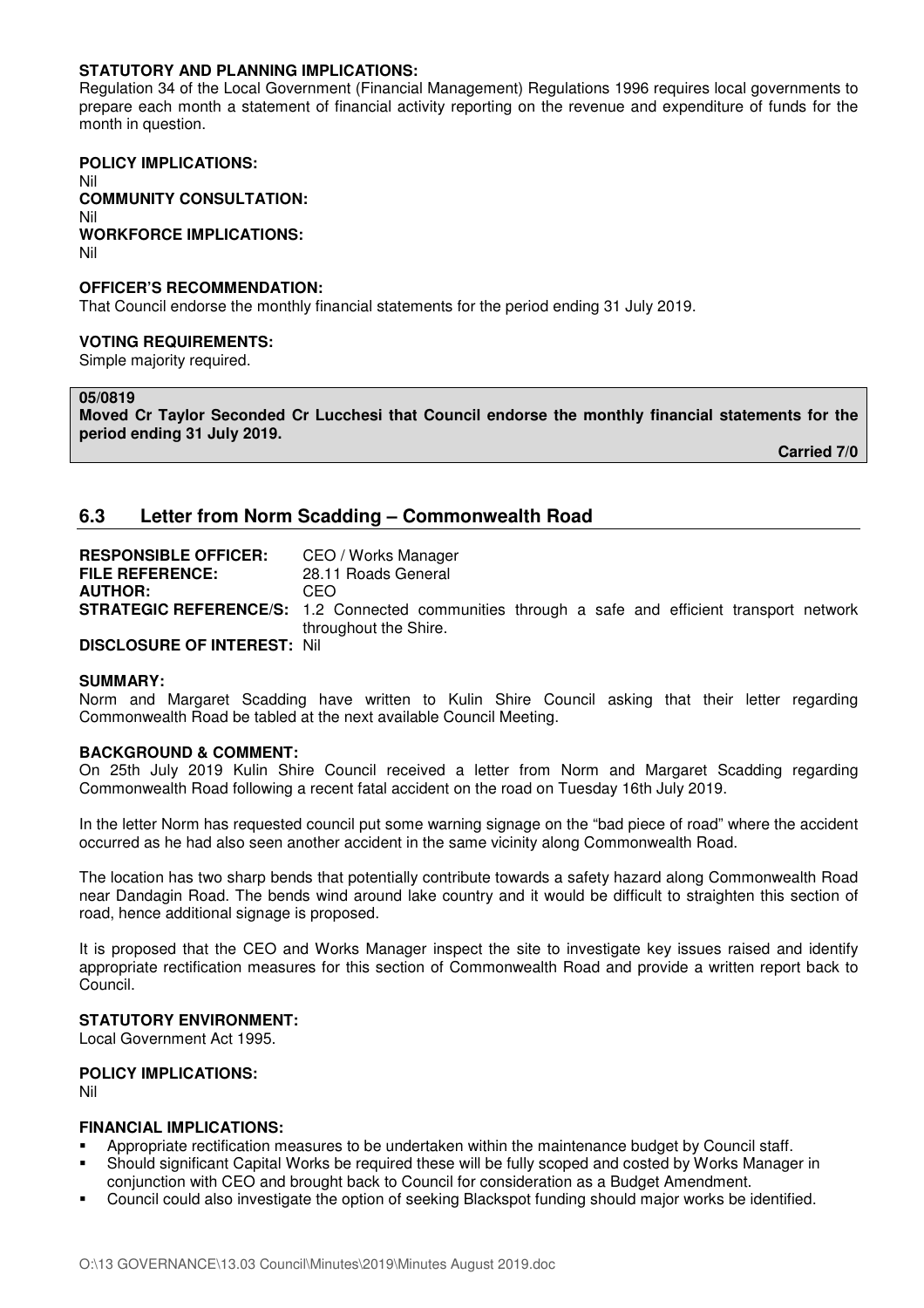**STATUTORY AND PLANNING IMPLICATIONS:**
Regulation 34 of the Local Government (Financial Management) Regulations 1996 requires local governments to prepare each month a statement of financial activity reporting on the revenue and expenditure of funds for the month in question.

**POLICY IMPLICATIONS:**
Nil
**COMMUNITY CONSULTATION:**
Nil
**WORKFORCE IMPLICATIONS:**
Nil

**OFFICER'S RECOMMENDATION:**
That Council endorse the monthly financial statements for the period ending 31 July 2019.

**VOTING REQUIREMENTS:**
Simple majority required.

**05/0819**
**Moved Cr Taylor Seconded Cr Lucchesi that Council endorse the monthly financial statements for the period ending 31 July 2019.**

**Carried 7/0**

## 6.3 Letter from Norm Scadding – Commonwealth Road

**RESPONSIBLE OFFICER:** CEO / Works Manager
**FILE REFERENCE:** 28.11 Roads General
**AUTHOR:** CEO
**STRATEGIC REFERENCE/S:** 1.2 Connected communities through a safe and efficient transport network throughout the Shire.
**DISCLOSURE OF INTEREST:** Nil

**SUMMARY:**
Norm and Margaret Scadding have written to Kulin Shire Council asking that their letter regarding Commonwealth Road be tabled at the next available Council Meeting.

**BACKGROUND & COMMENT:**
On 25th July 2019 Kulin Shire Council received a letter from Norm and Margaret Scadding regarding Commonwealth Road following a recent fatal accident on the road on Tuesday 16th July 2019.

In the letter Norm has requested council put some warning signage on the "bad piece of road" where the accident occurred as he had also seen another accident in the same vicinity along Commonwealth Road.

The location has two sharp bends that potentially contribute towards a safety hazard along Commonwealth Road near Dandagin Road. The bends wind around lake country and it would be difficult to straighten this section of road, hence additional signage is proposed.

It is proposed that the CEO and Works Manager inspect the site to investigate key issues raised and identify appropriate rectification measures for this section of Commonwealth Road and provide a written report back to Council.

**STATUTORY ENVIRONMENT:**
Local Government Act 1995.

**POLICY IMPLICATIONS:**
Nil

**FINANCIAL IMPLICATIONS:**
- Appropriate rectification measures to be undertaken within the maintenance budget by Council staff.
- Should significant Capital Works be required these will be fully scoped and costed by Works Manager in conjunction with CEO and brought back to Council for consideration as a Budget Amendment.
- Council could also investigate the option of seeking Blackspot funding should major works be identified.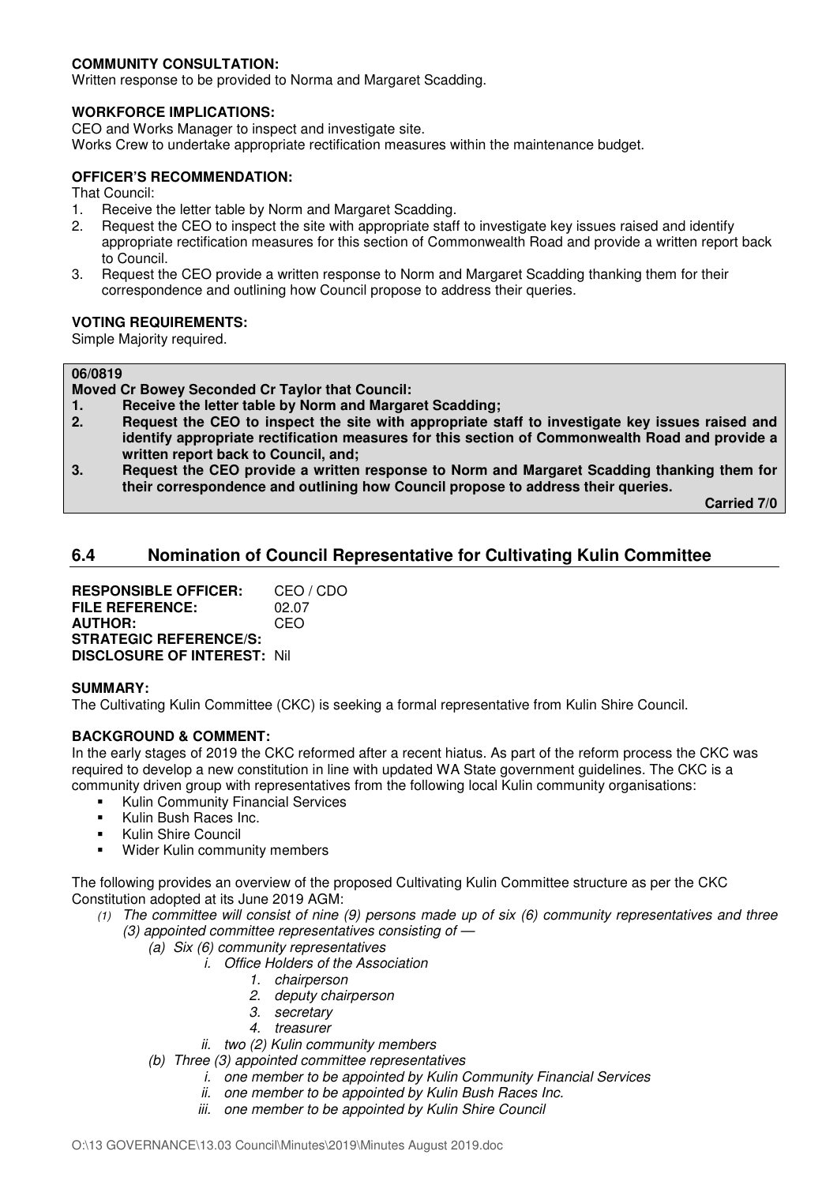**COMMUNITY CONSULTATION:**
Written response to be provided to Norma and Margaret Scadding.

**WORKFORCE IMPLICATIONS:**
CEO and Works Manager to inspect and investigate site.
Works Crew to undertake appropriate rectification measures within the maintenance budget.

**OFFICER'S RECOMMENDATION:**
That Council:

1. Receive the letter table by Norm and Margaret Scadding.
2. Request the CEO to inspect the site with appropriate staff to investigate key issues raised and identify appropriate rectification measures for this section of Commonwealth Road and provide a written report back to Council.
3. Request the CEO provide a written response to Norm and Margaret Scadding thanking them for their correspondence and outlining how Council propose to address their queries.

**VOTING REQUIREMENTS:**
Simple Majority required.

**06/0819**
**Moved Cr Bowey Seconded Cr Taylor that Council:**

1. **Receive the letter table by Norm and Margaret Scadding;**
2. **Request the CEO to inspect the site with appropriate staff to investigate key issues raised and identify appropriate rectification measures for this section of Commonwealth Road and provide a written report back to Council, and;**
3. **Request the CEO provide a written response to Norm and Margaret Scadding thanking them for their correspondence and outlining how Council propose to address their queries.**

**Carried 7/0**

## 6.4 Nomination of Council Representative for Cultivating Kulin Committee

**RESPONSIBLE OFFICER:** CEO / CDO
**FILE REFERENCE:** 02.07
**AUTHOR:** CEO
**STRATEGIC REFERENCE/S:**
**DISCLOSURE OF INTEREST:** Nil

**SUMMARY:**
The Cultivating Kulin Committee (CKC) is seeking a formal representative from Kulin Shire Council.

**BACKGROUND & COMMENT:**
In the early stages of 2019 the CKC reformed after a recent hiatus. As part of the reform process the CKC was required to develop a new constitution in line with updated WA State government guidelines. The CKC is a community driven group with representatives from the following local Kulin community organisations:

- Kulin Community Financial Services
- Kulin Bush Races Inc.
- Kulin Shire Council
- Wider Kulin community members

The following provides an overview of the proposed Cultivating Kulin Committee structure as per the CKC Constitution adopted at its June 2019 AGM:

*(1) The committee will consist of nine (9) persons made up of six (6) community representatives and three (3) appointed committee representatives consisting of —*

- *(a) Six (6) community representatives*
  - *i. Office Holders of the Association*
    1. *chairperson*
    2. *deputy chairperson*
    3. *secretary*
    4. *treasurer*
  - *ii. two (2) Kulin community members*
- *(b) Three (3) appointed committee representatives*
  - *i. one member to be appointed by Kulin Community Financial Services*
  - *ii. one member to be appointed by Kulin Bush Races Inc.*
  - *iii. one member to be appointed by Kulin Shire Council*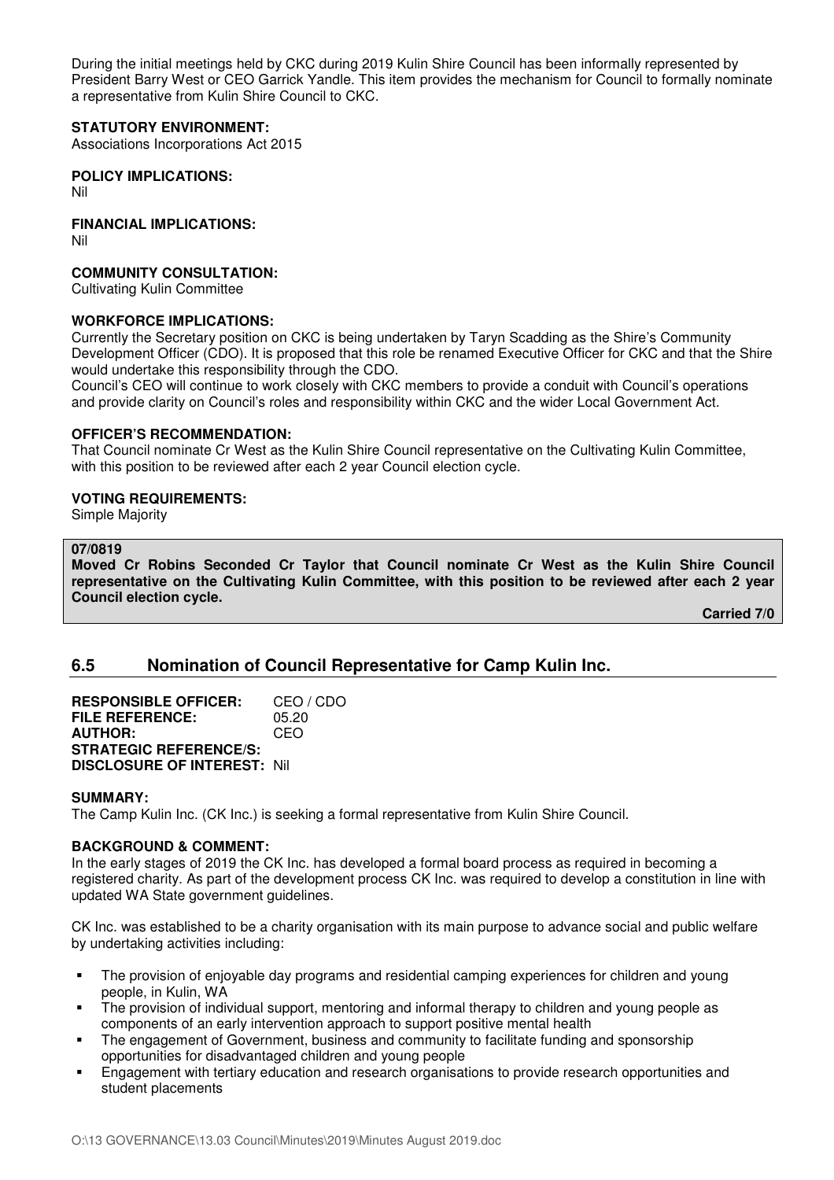During the initial meetings held by CKC during 2019 Kulin Shire Council has been informally represented by President Barry West or CEO Garrick Yandle. This item provides the mechanism for Council to formally nominate a representative from Kulin Shire Council to CKC.

**STATUTORY ENVIRONMENT:**
Associations Incorporations Act 2015

**POLICY IMPLICATIONS:**
Nil

**FINANCIAL IMPLICATIONS:**
Nil

**COMMUNITY CONSULTATION:**
Cultivating Kulin Committee

**WORKFORCE IMPLICATIONS:**
Currently the Secretary position on CKC is being undertaken by Taryn Scadding as the Shire's Community Development Officer (CDO). It is proposed that this role be renamed Executive Officer for CKC and that the Shire would undertake this responsibility through the CDO.
Council's CEO will continue to work closely with CKC members to provide a conduit with Council's operations and provide clarity on Council's roles and responsibility within CKC and the wider Local Government Act.

**OFFICER'S RECOMMENDATION:**
That Council nominate Cr West as the Kulin Shire Council representative on the Cultivating Kulin Committee, with this position to be reviewed after each 2 year Council election cycle.

**VOTING REQUIREMENTS:**
Simple Majority

**07/0819**
**Moved Cr Robins Seconded Cr Taylor that Council nominate Cr West as the Kulin Shire Council representative on the Cultivating Kulin Committee, with this position to be reviewed after each 2 year Council election cycle.**

**Carried 7/0**

## 6.5 Nomination of Council Representative for Camp Kulin Inc.

**RESPONSIBLE OFFICER:** CEO / CDO
**FILE REFERENCE:** 05.20
**AUTHOR:** CEO
**STRATEGIC REFERENCE/S:**
**DISCLOSURE OF INTEREST:** Nil

**SUMMARY:**
The Camp Kulin Inc. (CK Inc.) is seeking a formal representative from Kulin Shire Council.

**BACKGROUND & COMMENT:**
In the early stages of 2019 the CK Inc. has developed a formal board process as required in becoming a registered charity. As part of the development process CK Inc. was required to develop a constitution in line with updated WA State government guidelines.

CK Inc. was established to be a charity organisation with its main purpose to advance social and public welfare by undertaking activities including:

- The provision of enjoyable day programs and residential camping experiences for children and young people, in Kulin, WA
- The provision of individual support, mentoring and informal therapy to children and young people as components of an early intervention approach to support positive mental health
- The engagement of Government, business and community to facilitate funding and sponsorship opportunities for disadvantaged children and young people
- Engagement with tertiary education and research organisations to provide research opportunities and student placements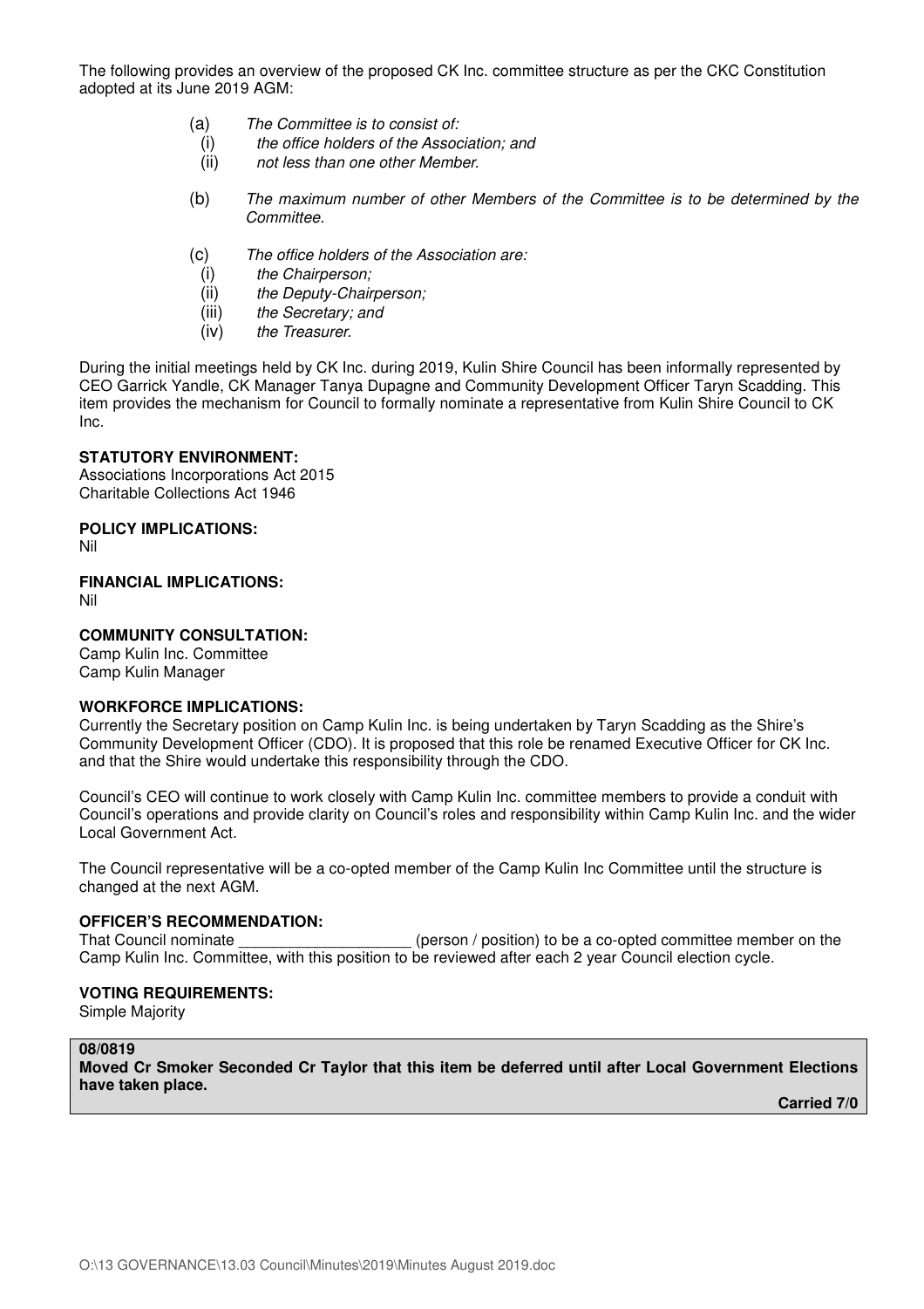The following provides an overview of the proposed CK Inc. committee structure as per the CKC Constitution adopted at its June 2019 AGM:

(a) *The Committee is to consist of:*
  (i) *the office holders of the Association; and*
  (ii) *not less than one other Member.*

(b) *The maximum number of other Members of the Committee is to be determined by the Committee.*

(c) *The office holders of the Association are:*
  (i) *the Chairperson;*
  (ii) *the Deputy-Chairperson;*
  (iii) *the Secretary; and*
  (iv) *the Treasurer.*

During the initial meetings held by CK Inc. during 2019, Kulin Shire Council has been informally represented by CEO Garrick Yandle, CK Manager Tanya Dupagne and Community Development Officer Taryn Scadding. This item provides the mechanism for Council to formally nominate a representative from Kulin Shire Council to CK Inc.

**STATUTORY ENVIRONMENT:**
Associations Incorporations Act 2015
Charitable Collections Act 1946

**POLICY IMPLICATIONS:**
Nil

**FINANCIAL IMPLICATIONS:**
Nil

**COMMUNITY CONSULTATION:**
Camp Kulin Inc. Committee
Camp Kulin Manager

**WORKFORCE IMPLICATIONS:**
Currently the Secretary position on Camp Kulin Inc. is being undertaken by Taryn Scadding as the Shire's Community Development Officer (CDO). It is proposed that this role be renamed Executive Officer for CK Inc. and that the Shire would undertake this responsibility through the CDO.

Council's CEO will continue to work closely with Camp Kulin Inc. committee members to provide a conduit with Council's operations and provide clarity on Council's roles and responsibility within Camp Kulin Inc. and the wider Local Government Act.

The Council representative will be a co-opted member of the Camp Kulin Inc Committee until the structure is changed at the next AGM.

**OFFICER'S RECOMMENDATION:**
That Council nominate ____________________ (person / position) to be a co-opted committee member on the Camp Kulin Inc. Committee, with this position to be reviewed after each 2 year Council election cycle.

**VOTING REQUIREMENTS:**
Simple Majority

**08/0819**
**Moved Cr Smoker Seconded Cr Taylor that this item be deferred until after Local Government Elections have taken place.**

**Carried 7/0**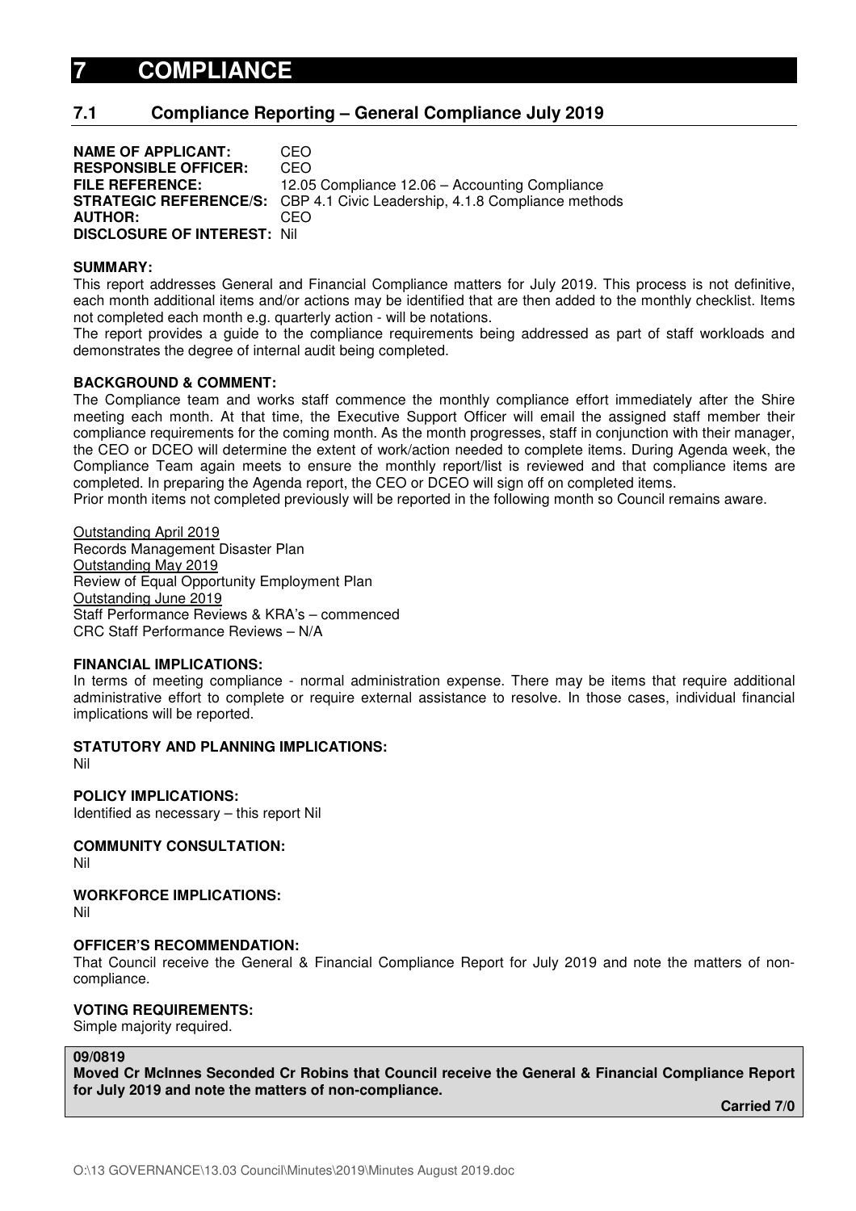# 7 COMPLIANCE

## 7.1 Compliance Reporting – General Compliance July 2019

**NAME OF APPLICANT:** CEO
**RESPONSIBLE OFFICER:** CEO
**FILE REFERENCE:** 12.05 Compliance 12.06 – Accounting Compliance
**STRATEGIC REFERENCE/S:** CBP 4.1 Civic Leadership, 4.1.8 Compliance methods
**AUTHOR:** CEO
**DISCLOSURE OF INTEREST:** Nil

**SUMMARY:**
This report addresses General and Financial Compliance matters for July 2019. This process is not definitive, each month additional items and/or actions may be identified that are then added to the monthly checklist. Items not completed each month e.g. quarterly action - will be notations.
The report provides a guide to the compliance requirements being addressed as part of staff workloads and demonstrates the degree of internal audit being completed.

**BACKGROUND & COMMENT:**
The Compliance team and works staff commence the monthly compliance effort immediately after the Shire meeting each month. At that time, the Executive Support Officer will email the assigned staff member their compliance requirements for the coming month. As the month progresses, staff in conjunction with their manager, the CEO or DCEO will determine the extent of work/action needed to complete items. During Agenda week, the Compliance Team again meets to ensure the monthly report/list is reviewed and that compliance items are completed. In preparing the Agenda report, the CEO or DCEO will sign off on completed items.
Prior month items not completed previously will be reported in the following month so Council remains aware.

Outstanding April 2019
Records Management Disaster Plan
Outstanding May 2019
Review of Equal Opportunity Employment Plan
Outstanding June 2019
Staff Performance Reviews & KRA's – commenced
CRC Staff Performance Reviews – N/A

**FINANCIAL IMPLICATIONS:**
In terms of meeting compliance - normal administration expense. There may be items that require additional administrative effort to complete or require external assistance to resolve. In those cases, individual financial implications will be reported.

**STATUTORY AND PLANNING IMPLICATIONS:**
Nil

**POLICY IMPLICATIONS:**
Identified as necessary – this report Nil

**COMMUNITY CONSULTATION:**
Nil

**WORKFORCE IMPLICATIONS:**
Nil

**OFFICER'S RECOMMENDATION:**
That Council receive the General & Financial Compliance Report for July 2019 and note the matters of non-compliance.

**VOTING REQUIREMENTS:**
Simple majority required.

**09/0819**
**Moved Cr McInnes Seconded Cr Robins that Council receive the General & Financial Compliance Report for July 2019 and note the matters of non-compliance.**

**Carried 7/0**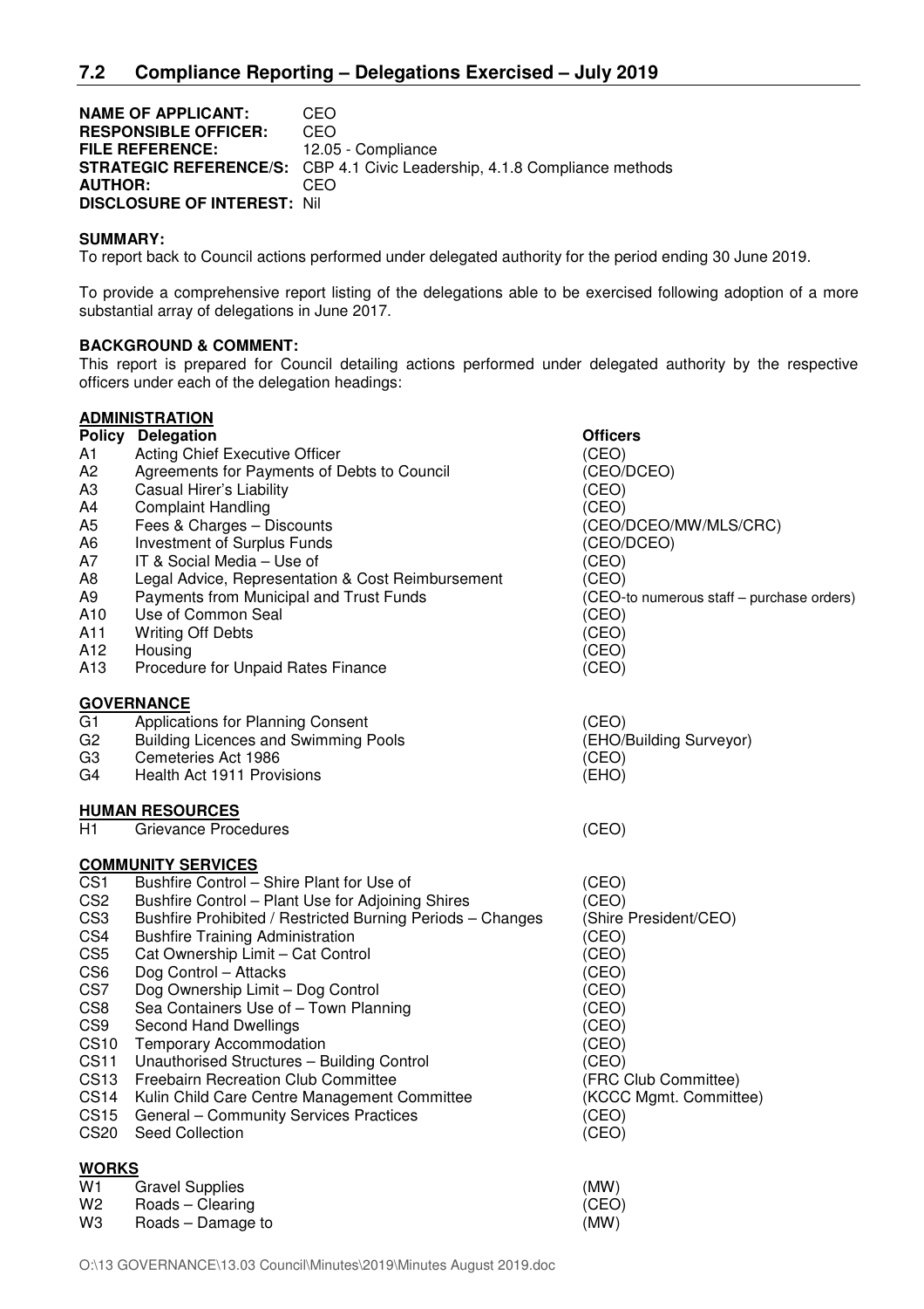## 7.2 Compliance Reporting – Delegations Exercised – July 2019

**NAME OF APPLICANT:** CEO
**RESPONSIBLE OFFICER:** CEO
**FILE REFERENCE:** 12.05 - Compliance
**STRATEGIC REFERENCE/S:** CBP 4.1 Civic Leadership, 4.1.8 Compliance methods
**AUTHOR:** CEO
**DISCLOSURE OF INTEREST:** Nil

**SUMMARY:**
To report back to Council actions performed under delegated authority for the period ending 30 June 2019.

To provide a comprehensive report listing of the delegations able to be exercised following adoption of a more substantial array of delegations in June 2017.

**BACKGROUND & COMMENT:**
This report is prepared for Council detailing actions performed under delegated authority by the respective officers under each of the delegation headings:

**ADMINISTRATION**

| Policy | Delegation | Officers |
|---|---|---|
| A1 | Acting Chief Executive Officer | (CEO) |
| A2 | Agreements for Payments of Debts to Council | (CEO/DCEO) |
| A3 | Casual Hirer's Liability | (CEO) |
| A4 | Complaint Handling | (CEO) |
| A5 | Fees & Charges – Discounts | (CEO/DCEO/MW/MLS/CRC) |
| A6 | Investment of Surplus Funds | (CEO/DCEO) |
| A7 | IT & Social Media – Use of | (CEO) |
| A8 | Legal Advice, Representation & Cost Reimbursement | (CEO) |
| A9 | Payments from Municipal and Trust Funds | (CEO-to numerous staff – purchase orders) |
| A10 | Use of Common Seal | (CEO) |
| A11 | Writing Off Debts | (CEO) |
| A12 | Housing | (CEO) |
| A13 | Procedure for Unpaid Rates Finance | (CEO) |

**GOVERNANCE**

| | | |
|---|---|---|
| G1 | Applications for Planning Consent | (CEO) |
| G2 | Building Licences and Swimming Pools | (EHO/Building Surveyor) |
| G3 | Cemeteries Act 1986 | (CEO) |
| G4 | Health Act 1911 Provisions | (EHO) |

**HUMAN RESOURCES**

| | | |
|---|---|---|
| H1 | Grievance Procedures | (CEO) |

**COMMUNITY SERVICES**

| | | |
|---|---|---|
| CS1 | Bushfire Control – Shire Plant for Use of | (CEO) |
| CS2 | Bushfire Control – Plant Use for Adjoining Shires | (CEO) |
| CS3 | Bushfire Prohibited / Restricted Burning Periods – Changes | (Shire President/CEO) |
| CS4 | Bushfire Training Administration | (CEO) |
| CS5 | Cat Ownership Limit – Cat Control | (CEO) |
| CS6 | Dog Control – Attacks | (CEO) |
| CS7 | Dog Ownership Limit – Dog Control | (CEO) |
| CS8 | Sea Containers Use of – Town Planning | (CEO) |
| CS9 | Second Hand Dwellings | (CEO) |
| CS10 | Temporary Accommodation | (CEO) |
| CS11 | Unauthorised Structures – Building Control | (CEO) |
| CS13 | Freebairn Recreation Club Committee | (FRC Club Committee) |
| CS14 | Kulin Child Care Centre Management Committee | (KCCC Mgmt. Committee) |
| CS15 | General – Community Services Practices | (CEO) |
| CS20 | Seed Collection | (CEO) |

**WORKS**

| | | |
|---|---|---|
| W1 | Gravel Supplies | (MW) |
| W2 | Roads – Clearing | (CEO) |
| W3 | Roads – Damage to | (MW) |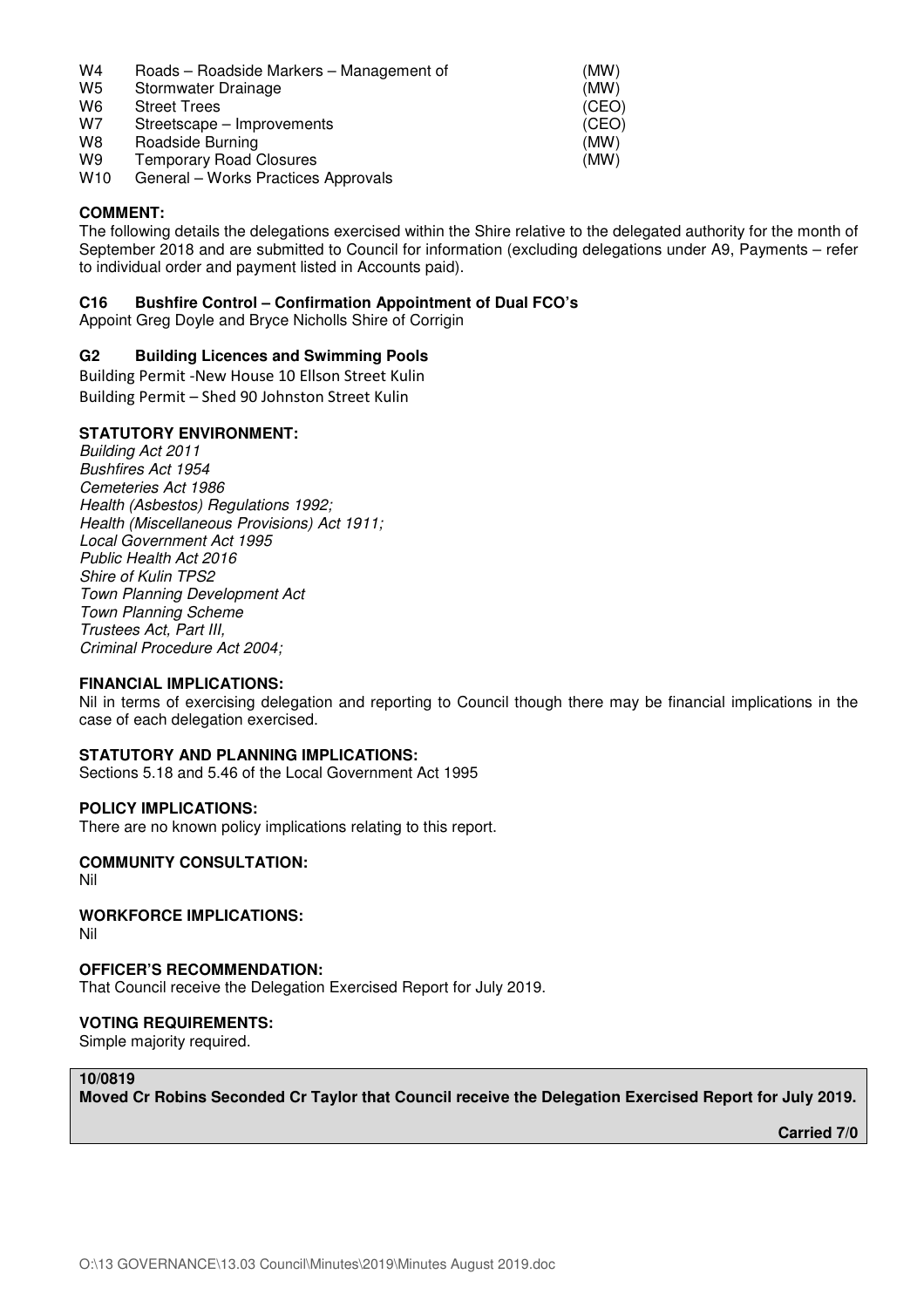| | | |
|---|---|---|
| W4 | Roads – Roadside Markers – Management of | (MW) |
| W5 | Stormwater Drainage | (MW) |
| W6 | Street Trees | (CEO) |
| W7 | Streetscape – Improvements | (CEO) |
| W8 | Roadside Burning | (MW) |
| W9 | Temporary Road Closures | (MW) |
| W10 | General – Works Practices Approvals | |

**COMMENT:**
The following details the delegations exercised within the Shire relative to the delegated authority for the month of September 2018 and are submitted to Council for information (excluding delegations under A9, Payments – refer to individual order and payment listed in Accounts paid).

**C16 Bushfire Control – Confirmation Appointment of Dual FCO's**
Appoint Greg Doyle and Bryce Nicholls Shire of Corrigin

**G2 Building Licences and Swimming Pools**
Building Permit -New House 10 Ellson Street Kulin
Building Permit – Shed 90 Johnston Street Kulin

**STATUTORY ENVIRONMENT:**
*Building Act 2011*
*Bushfires Act 1954*
*Cemeteries Act 1986*
*Health (Asbestos) Regulations 1992;*
*Health (Miscellaneous Provisions) Act 1911;*
*Local Government Act 1995*
*Public Health Act 2016*
*Shire of Kulin TPS2*
*Town Planning Development Act*
*Town Planning Scheme*
*Trustees Act, Part III,*
*Criminal Procedure Act 2004;*

**FINANCIAL IMPLICATIONS:**
Nil in terms of exercising delegation and reporting to Council though there may be financial implications in the case of each delegation exercised.

**STATUTORY AND PLANNING IMPLICATIONS:**
Sections 5.18 and 5.46 of the Local Government Act 1995

**POLICY IMPLICATIONS:**
There are no known policy implications relating to this report.

**COMMUNITY CONSULTATION:**
Nil

**WORKFORCE IMPLICATIONS:**
Nil

**OFFICER'S RECOMMENDATION:**
That Council receive the Delegation Exercised Report for July 2019.

**VOTING REQUIREMENTS:**
Simple majority required.

**10/0819**
**Moved Cr Robins Seconded Cr Taylor that Council receive the Delegation Exercised Report for July 2019.**

**Carried 7/0**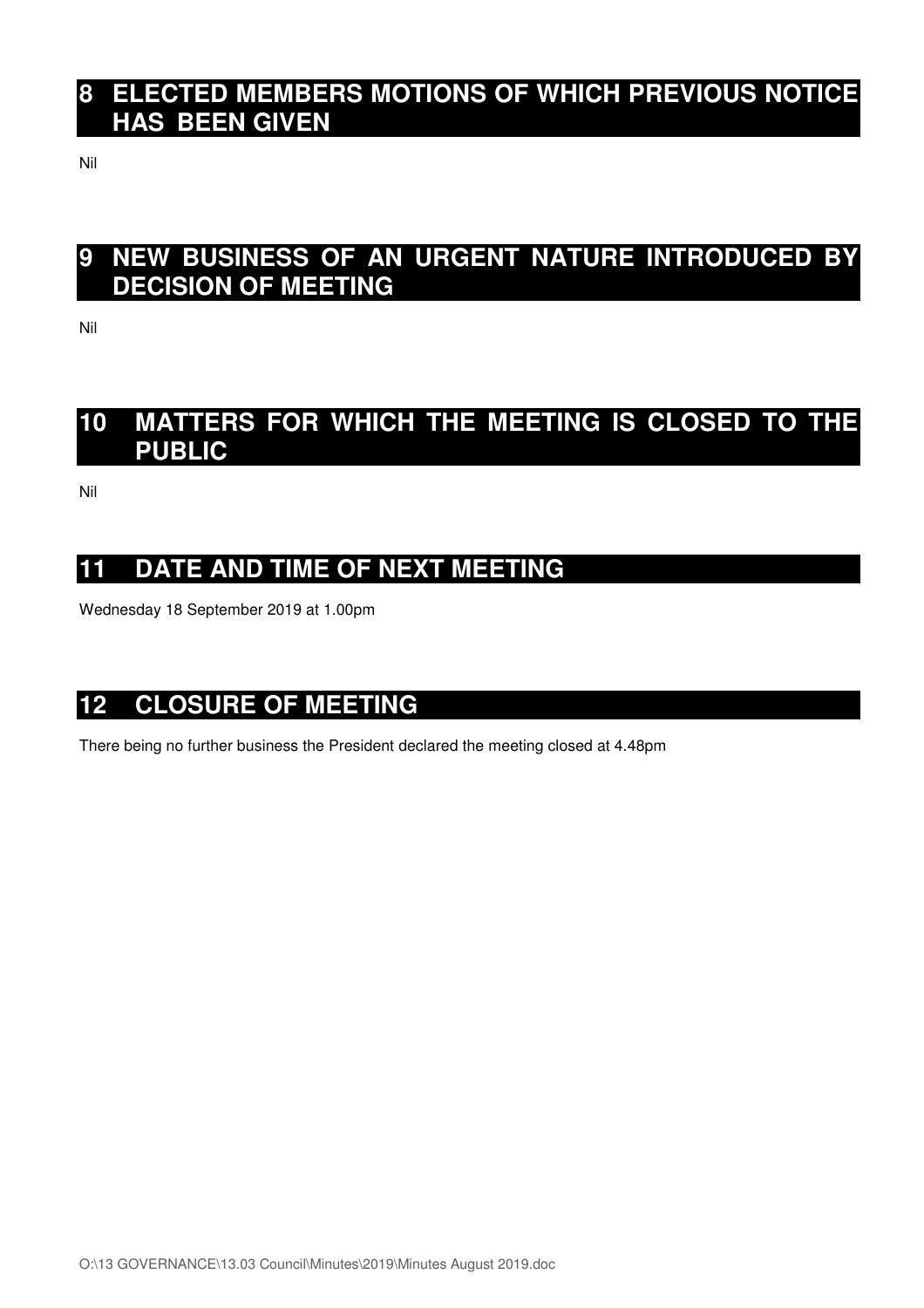# 8 ELECTED MEMBERS MOTIONS OF WHICH PREVIOUS NOTICE HAS BEEN GIVEN

Nil

# 9 NEW BUSINESS OF AN URGENT NATURE INTRODUCED BY DECISION OF MEETING

Nil

# 10 MATTERS FOR WHICH THE MEETING IS CLOSED TO THE PUBLIC

Nil

# 11 DATE AND TIME OF NEXT MEETING

Wednesday 18 September 2019 at 1.00pm

# 12 CLOSURE OF MEETING

There being no further business the President declared the meeting closed at 4.48pm

O:\13 GOVERNANCE\13.03 Council\Minutes\2019\Minutes August 2019.doc